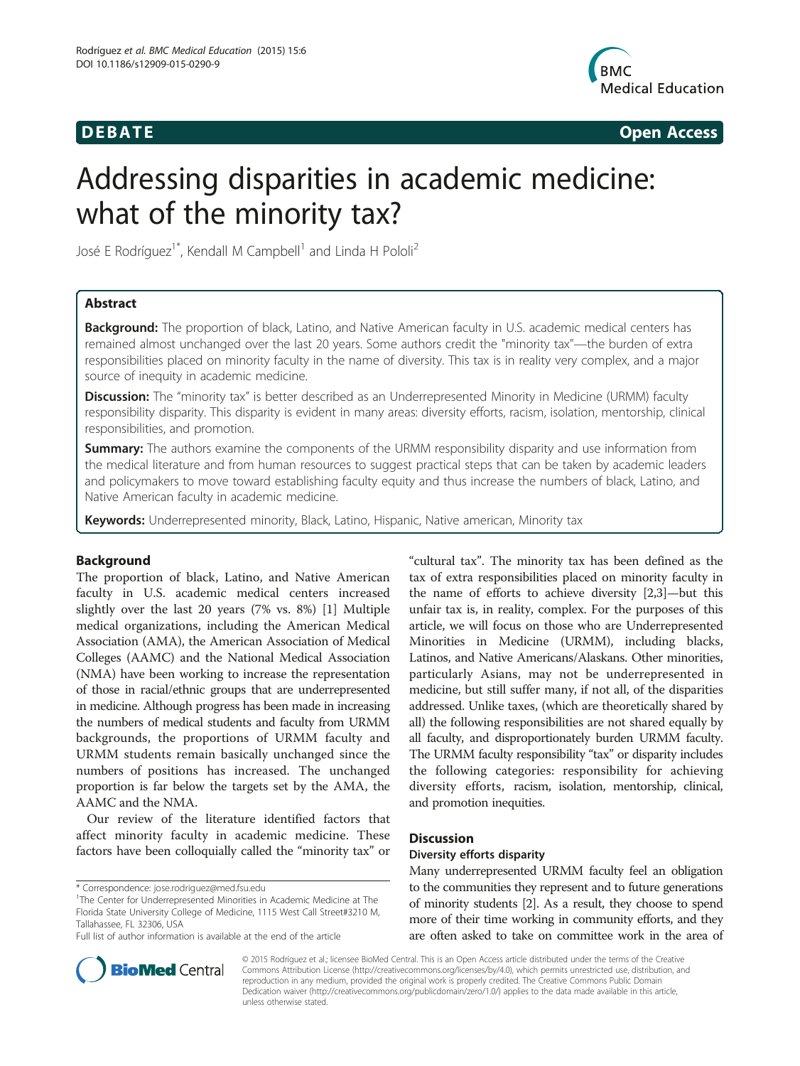**DEBATE** **Open Access**

# Addressing disparities in academic medicine: what of the minority tax?

José E Rodríguez[1*], Kendall M Campbell[1] and Linda H Pololi[2]

## Abstract

**Background:** The proportion of black, Latino, and Native American faculty in U.S. academic medical centers has remained almost unchanged over the last 20 years. Some authors credit the "minority tax"—the burden of extra responsibilities placed on minority faculty in the name of diversity. This tax is in reality very complex, and a major source of inequity in academic medicine.

**Discussion:** The "minority tax" is better described as an Underrepresented Minority in Medicine (URMM) faculty responsibility disparity. This disparity is evident in many areas: diversity efforts, racism, isolation, mentorship, clinical responsibilities, and promotion.

**Summary:** The authors examine the components of the URMM responsibility disparity and use information from the medical literature and from human resources to suggest practical steps that can be taken by academic leaders and policymakers to move toward establishing faculty equity and thus increase the numbers of black, Latino, and Native American faculty in academic medicine.

**Keywords:** Underrepresented minority, Black, Latino, Hispanic, Native american, Minority tax

## Background

The proportion of black, Latino, and Native American faculty in U.S. academic medical centers increased slightly over the last 20 years (7% vs. 8%) [1] Multiple medical organizations, including the American Medical Association (AMA), the American Association of Medical Colleges (AAMC) and the National Medical Association (NMA) have been working to increase the representation of those in racial/ethnic groups that are underrepresented in medicine. Although progress has been made in increasing the numbers of medical students and faculty from URMM backgrounds, the proportions of URMM faculty and URMM students remain basically unchanged since the numbers of positions has increased. The unchanged proportion is far below the targets set by the AMA, the AAMC and the NMA.

Our review of the literature identified factors that affect minority faculty in academic medicine. These factors have been colloquially called the "minority tax" or "cultural tax". The minority tax has been defined as the tax of extra responsibilities placed on minority faculty in the name of efforts to achieve diversity [2,3]—but this unfair tax is, in reality, complex. For the purposes of this article, we will focus on those who are Underrepresented Minorities in Medicine (URMM), including blacks, Latinos, and Native Americans/Alaskans. Other minorities, particularly Asians, may not be underrepresented in medicine, but still suffer many, if not all, of the disparities addressed. Unlike taxes, (which are theoretically shared by all) the following responsibilities are not shared equally by all faculty, and disproportionately burden URMM faculty. The URMM faculty responsibility "tax" or disparity includes the following categories: responsibility for achieving diversity efforts, racism, isolation, mentorship, clinical, and promotion inequities.

## Discussion

### Diversity efforts disparity

Many underrepresented URMM faculty feel an obligation to the communities they represent and to future generations of minority students [2]. As a result, they choose to spend more of their time working in community efforts, and they are often asked to take on committee work in the area of

\* Correspondence: jose.rodriguez@med.fsu.edu
[1]The Center for Underrepresented Minorities in Academic Medicine at The Florida State University College of Medicine, 1115 West Call Street#3210 M, Tallahassee, FL 32306, USA
Full list of author information is available at the end of the article

© 2015 Rodríguez et al.; licensee BioMed Central. This is an Open Access article distributed under the terms of the Creative Commons Attribution License (http://creativecommons.org/licenses/by/4.0), which permits unrestricted use, distribution, and reproduction in any medium, provided the original work is properly credited. The Creative Commons Public Domain Dedication waiver (http://creativecommons.org/publicdomain/zero/1.0/) applies to the data made available in this article, unless otherwise stated.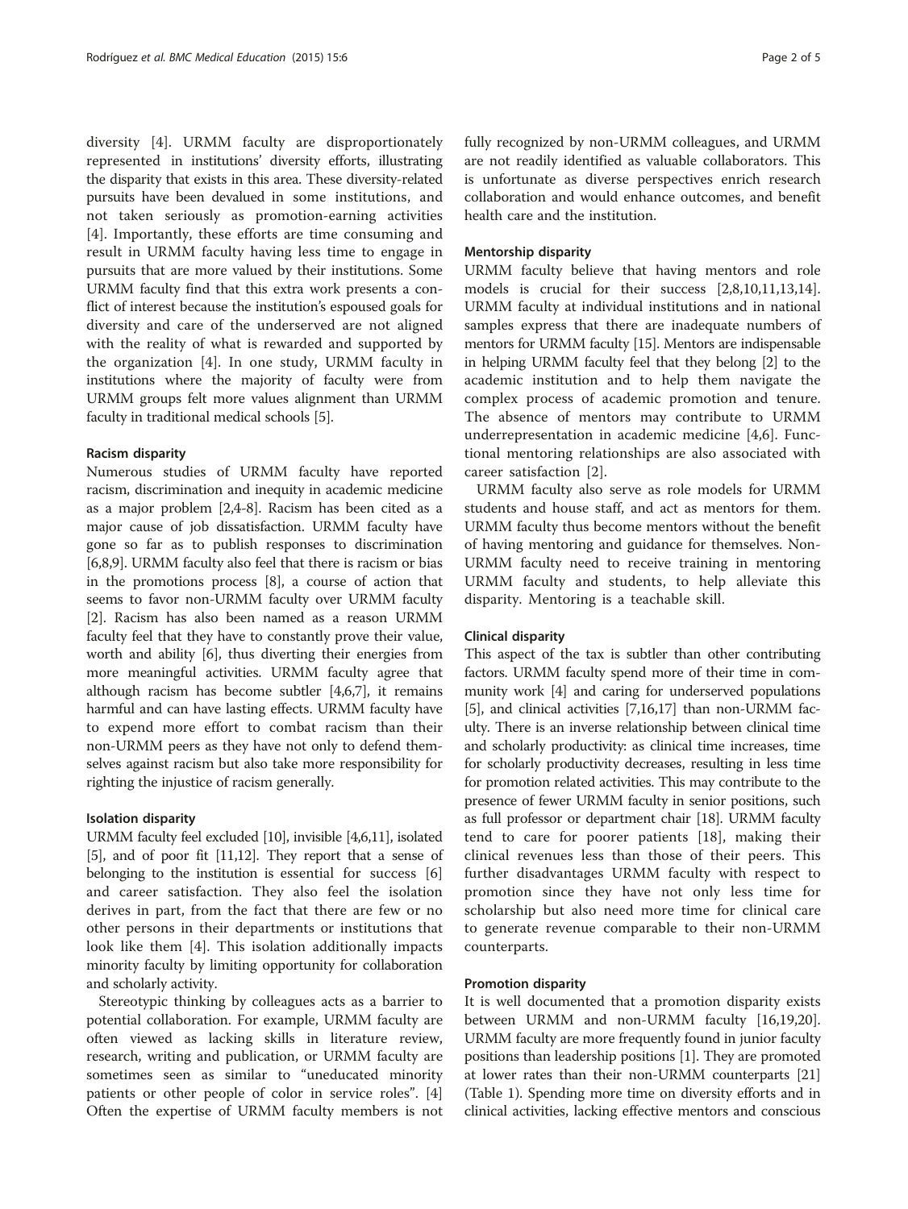diversity [4]. URMM faculty are disproportionately represented in institutions' diversity efforts, illustrating the disparity that exists in this area. These diversity-related pursuits have been devalued in some institutions, and not taken seriously as promotion-earning activities [4]. Importantly, these efforts are time consuming and result in URMM faculty having less time to engage in pursuits that are more valued by their institutions. Some URMM faculty find that this extra work presents a conflict of interest because the institution's espoused goals for diversity and care of the underserved are not aligned with the reality of what is rewarded and supported by the organization [4]. In one study, URMM faculty in institutions where the majority of faculty were from URMM groups felt more values alignment than URMM faculty in traditional medical schools [5].

#### Racism disparity

Numerous studies of URMM faculty have reported racism, discrimination and inequity in academic medicine as a major problem [2,4-8]. Racism has been cited as a major cause of job dissatisfaction. URMM faculty have gone so far as to publish responses to discrimination [6,8,9]. URMM faculty also feel that there is racism or bias in the promotions process [8], a course of action that seems to favor non-URMM faculty over URMM faculty [2]. Racism has also been named as a reason URMM faculty feel that they have to constantly prove their value, worth and ability [6], thus diverting their energies from more meaningful activities. URMM faculty agree that although racism has become subtler [4,6,7], it remains harmful and can have lasting effects. URMM faculty have to expend more effort to combat racism than their non-URMM peers as they have not only to defend themselves against racism but also take more responsibility for righting the injustice of racism generally.

#### Isolation disparity

URMM faculty feel excluded [10], invisible [4,6,11], isolated [5], and of poor fit [11,12]. They report that a sense of belonging to the institution is essential for success [6] and career satisfaction. They also feel the isolation derives in part, from the fact that there are few or no other persons in their departments or institutions that look like them [4]. This isolation additionally impacts minority faculty by limiting opportunity for collaboration and scholarly activity.

Stereotypic thinking by colleagues acts as a barrier to potential collaboration. For example, URMM faculty are often viewed as lacking skills in literature review, research, writing and publication, or URMM faculty are sometimes seen as similar to "uneducated minority patients or other people of color in service roles". [4] Often the expertise of URMM faculty members is not fully recognized by non-URMM colleagues, and URMM are not readily identified as valuable collaborators. This is unfortunate as diverse perspectives enrich research collaboration and would enhance outcomes, and benefit health care and the institution.

#### Mentorship disparity

URMM faculty believe that having mentors and role models is crucial for their success [2,8,10,11,13,14]. URMM faculty at individual institutions and in national samples express that there are inadequate numbers of mentors for URMM faculty [15]. Mentors are indispensable in helping URMM faculty feel that they belong [2] to the academic institution and to help them navigate the complex process of academic promotion and tenure. The absence of mentors may contribute to URMM underrepresentation in academic medicine [4,6]. Functional mentoring relationships are also associated with career satisfaction [2].

URMM faculty also serve as role models for URMM students and house staff, and act as mentors for them. URMM faculty thus become mentors without the benefit of having mentoring and guidance for themselves. Non-URMM faculty need to receive training in mentoring URMM faculty and students, to help alleviate this disparity. Mentoring is a teachable skill.

#### Clinical disparity

This aspect of the tax is subtler than other contributing factors. URMM faculty spend more of their time in community work [4] and caring for underserved populations [5], and clinical activities [7,16,17] than non-URMM faculty. There is an inverse relationship between clinical time and scholarly productivity: as clinical time increases, time for scholarly productivity decreases, resulting in less time for promotion related activities. This may contribute to the presence of fewer URMM faculty in senior positions, such as full professor or department chair [18]. URMM faculty tend to care for poorer patients [18], making their clinical revenues less than those of their peers. This further disadvantages URMM faculty with respect to promotion since they have not only less time for scholarship but also need more time for clinical care to generate revenue comparable to their non-URMM counterparts.

#### Promotion disparity

It is well documented that a promotion disparity exists between URMM and non-URMM faculty [16,19,20]. URMM faculty are more frequently found in junior faculty positions than leadership positions [1]. They are promoted at lower rates than their non-URMM counterparts [21] (Table 1). Spending more time on diversity efforts and in clinical activities, lacking effective mentors and conscious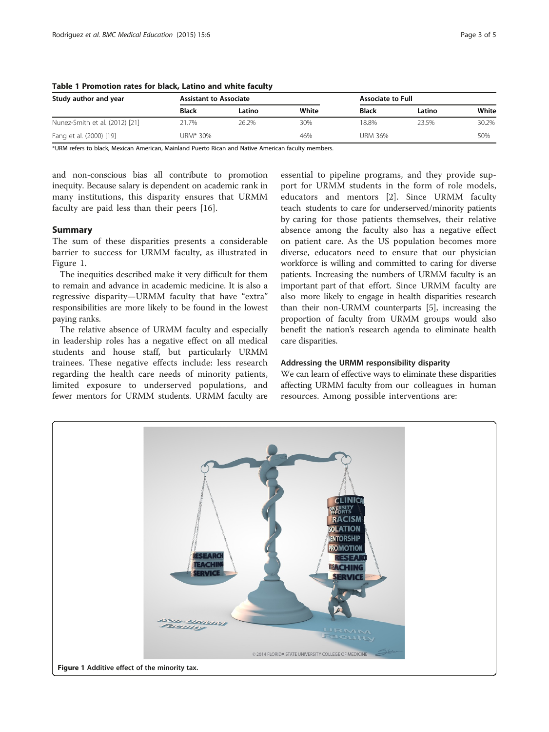**Table 1 Promotion rates for black, Latino and white faculty**

| Study author and year | Assistant to Associate | | | Associate to Full | | |
|---|---|---|---|---|---|---|
| | Black | Latino | White | Black | Latino | White |
| Nunez-Smith et al. (2012) [21] | 21.7% | 26.2% | 30% | 18.8% | 23.5% | 30.2% |
| Fang et al. (2000) [19] | URM* 30% | | 46% | URM 36% | | 50% |

*URM refers to black, Mexican American, Mainland Puerto Rican and Native American faculty members.

and non-conscious bias all contribute to promotion inequity. Because salary is dependent on academic rank in many institutions, this disparity ensures that URMM faculty are paid less than their peers [16].

## Summary

The sum of these disparities presents a considerable barrier to success for URMM faculty, as illustrated in Figure 1.

The inequities described make it very difficult for them to remain and advance in academic medicine. It is also a regressive disparity—URMM faculty that have "extra" responsibilities are more likely to be found in the lowest paying ranks.

The relative absence of URMM faculty and especially in leadership roles has a negative effect on all medical students and house staff, but particularly URMM trainees. These negative effects include: less research regarding the health care needs of minority patients, limited exposure to underserved populations, and fewer mentors for URMM students. URMM faculty are essential to pipeline programs, and they provide support for URMM students in the form of role models, educators and mentors [2]. Since URMM faculty teach students to care for underserved/minority patients by caring for those patients themselves, their relative absence among the faculty also has a negative effect on patient care. As the US population becomes more diverse, educators need to ensure that our physician workforce is willing and committed to caring for diverse patients. Increasing the numbers of URMM faculty is an important part of that effort. Since URMM faculty are also more likely to engage in health disparities research than their non-URMM counterparts [5], increasing the proportion of faculty from URMM groups would also benefit the nation's research agenda to eliminate health care disparities.

### Addressing the URMM responsibility disparity

We can learn of effective ways to eliminate these disparities affecting URMM faculty from our colleagues in human resources. Among possible interventions are:

**Figure 1** Additive effect of the minority tax.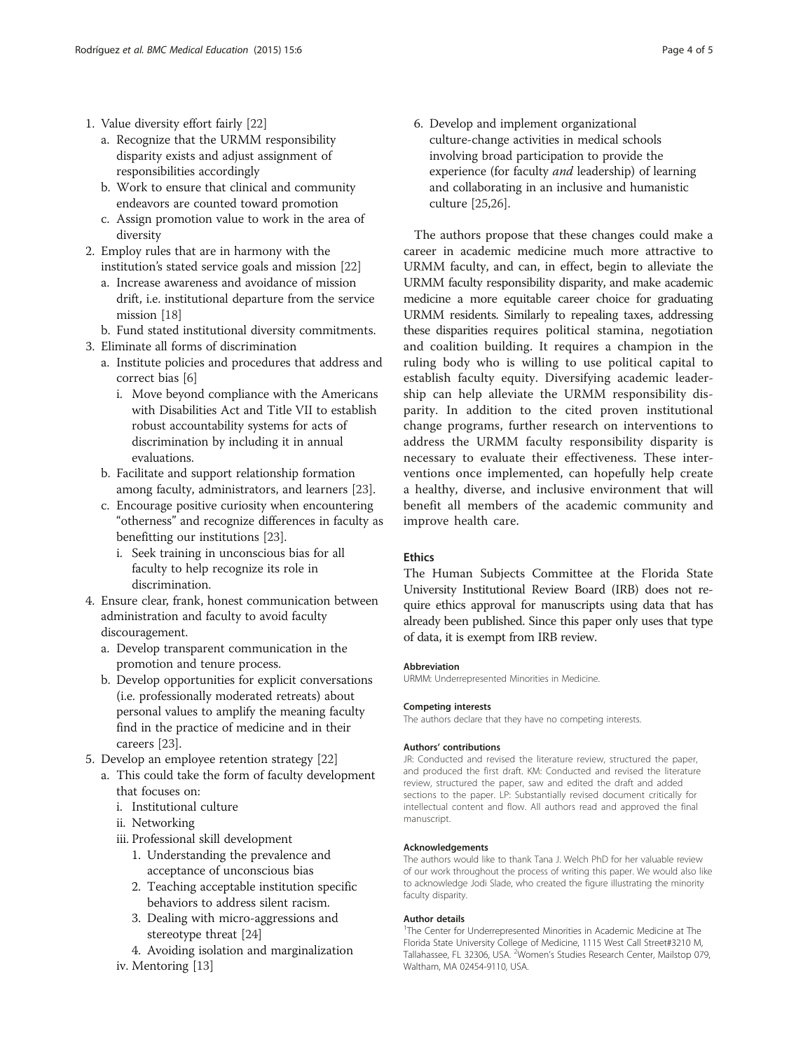1. Value diversity effort fairly [22]
   a. Recognize that the URMM responsibility disparity exists and adjust assignment of responsibilities accordingly
   b. Work to ensure that clinical and community endeavors are counted toward promotion
   c. Assign promotion value to work in the area of diversity
2. Employ rules that are in harmony with the institution's stated service goals and mission [22]
   a. Increase awareness and avoidance of mission drift, i.e. institutional departure from the service mission [18]
   b. Fund stated institutional diversity commitments.
3. Eliminate all forms of discrimination
   a. Institute policies and procedures that address and correct bias [6]
      i. Move beyond compliance with the Americans with Disabilities Act and Title VII to establish robust accountability systems for acts of discrimination by including it in annual evaluations.
   b. Facilitate and support relationship formation among faculty, administrators, and learners [23].
   c. Encourage positive curiosity when encountering "otherness" and recognize differences in faculty as benefitting our institutions [23].
      i. Seek training in unconscious bias for all faculty to help recognize its role in discrimination.
4. Ensure clear, frank, honest communication between administration and faculty to avoid faculty discouragement.
   a. Develop transparent communication in the promotion and tenure process.
   b. Develop opportunities for explicit conversations (i.e. professionally moderated retreats) about personal values to amplify the meaning faculty find in the practice of medicine and in their careers [23].
5. Develop an employee retention strategy [22]
   a. This could take the form of faculty development that focuses on:
      i. Institutional culture
      ii. Networking
      iii. Professional skill development
         1. Understanding the prevalence and acceptance of unconscious bias
         2. Teaching acceptable institution specific behaviors to address silent racism.
         3. Dealing with micro-aggressions and stereotype threat [24]
         4. Avoiding isolation and marginalization
      iv. Mentoring [13]
6. Develop and implement organizational culture-change activities in medical schools involving broad participation to provide the experience (for faculty *and* leadership) of learning and collaborating in an inclusive and humanistic culture [25,26].

The authors propose that these changes could make a career in academic medicine much more attractive to URMM faculty, and can, in effect, begin to alleviate the URMM faculty responsibility disparity, and make academic medicine a more equitable career choice for graduating URMM residents. Similarly to repealing taxes, addressing these disparities requires political stamina, negotiation and coalition building. It requires a champion in the ruling body who is willing to use political capital to establish faculty equity. Diversifying academic leadership can help alleviate the URMM responsibility disparity. In addition to the cited proven institutional change programs, further research on interventions to address the URMM faculty responsibility disparity is necessary to evaluate their effectiveness. These interventions once implemented, can hopefully help create a healthy, diverse, and inclusive environment that will benefit all members of the academic community and improve health care.

## Ethics

The Human Subjects Committee at the Florida State University Institutional Review Board (IRB) does not require ethics approval for manuscripts using data that has already been published. Since this paper only uses that type of data, it is exempt from IRB review.

#### Abbreviation

URMM: Underrepresented Minorities in Medicine.

#### Competing interests

The authors declare that they have no competing interests.

#### Authors' contributions

JR: Conducted and revised the literature review, structured the paper, and produced the first draft. KM: Conducted and revised the literature review, structured the paper, saw and edited the draft and added sections to the paper. LP: Substantially revised document critically for intellectual content and flow. All authors read and approved the final manuscript.

#### Acknowledgements

The authors would like to thank Tana J. Welch PhD for her valuable review of our work throughout the process of writing this paper. We would also like to acknowledge Jodi Slade, who created the figure illustrating the minority faculty disparity.

#### Author details

[1]The Center for Underrepresented Minorities in Academic Medicine at The Florida State University College of Medicine, 1115 West Call Street#3210 M, Tallahassee, FL 32306, USA. [2]Women's Studies Research Center, Mailstop 079, Waltham, MA 02454-9110, USA.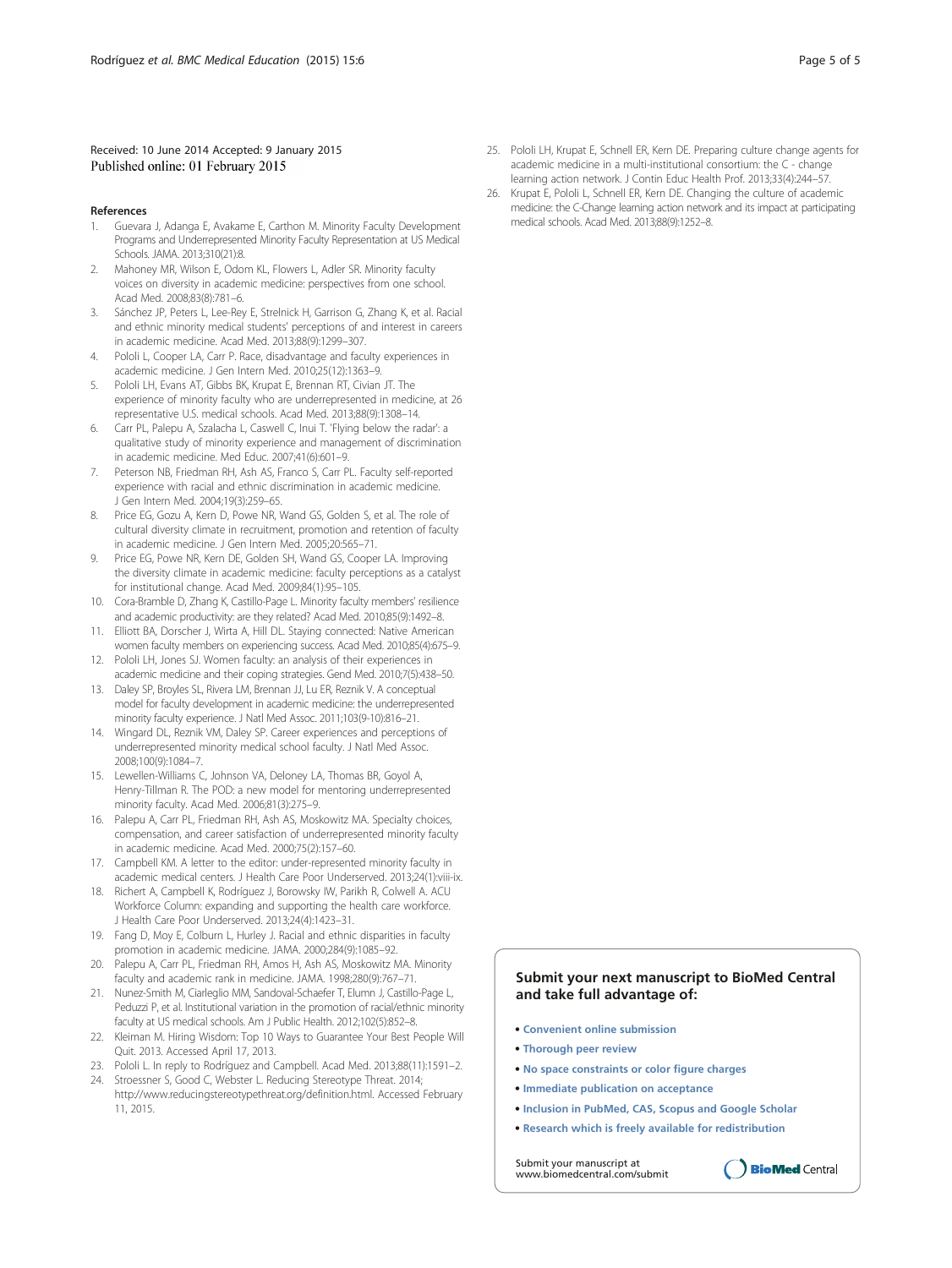Received: 10 June 2014 Accepted: 9 January 2015
Published online: 01 February 2015

## References

1. Guevara J, Adanga E, Avakame E, Carthon M. Minority Faculty Development Programs and Underrepresented Minority Faculty Representation at US Medical Schools. JAMA. 2013;310(21):8.
2. Mahoney MR, Wilson E, Odom KL, Flowers L, Adler SR. Minority faculty voices on diversity in academic medicine: perspectives from one school. Acad Med. 2008;83(8):781–6.
3. Sánchez JP, Peters L, Lee-Rey E, Strelnick H, Garrison G, Zhang K, et al. Racial and ethnic minority medical students' perceptions of and interest in careers in academic medicine. Acad Med. 2013;88(9):1299–307.
4. Pololi L, Cooper LA, Carr P. Race, disadvantage and faculty experiences in academic medicine. J Gen Intern Med. 2010;25(12):1363–9.
5. Pololi LH, Evans AT, Gibbs BK, Krupat E, Brennan RT, Civian JT. The experience of minority faculty who are underrepresented in medicine, at 26 representative U.S. medical schools. Acad Med. 2013;88(9):1308–14.
6. Carr PL, Palepu A, Szalacha L, Caswell C, Inui T. 'Flying below the radar': a qualitative study of minority experience and management of discrimination in academic medicine. Med Educ. 2007;41(6):601–9.
7. Peterson NB, Friedman RH, Ash AS, Franco S, Carr PL. Faculty self-reported experience with racial and ethnic discrimination in academic medicine. J Gen Intern Med. 2004;19(3):259–65.
8. Price EG, Gozu A, Kern D, Powe NR, Wand GS, Golden S, et al. The role of cultural diversity climate in recruitment, promotion and retention of faculty in academic medicine. J Gen Intern Med. 2005;20:565–71.
9. Price EG, Powe NR, Kern DE, Golden SH, Wand GS, Cooper LA. Improving the diversity climate in academic medicine: faculty perceptions as a catalyst for institutional change. Acad Med. 2009;84(1):95–105.
10. Cora-Bramble D, Zhang K, Castillo-Page L. Minority faculty members' resilience and academic productivity: are they related? Acad Med. 2010;85(9):1492–8.
11. Elliott BA, Dorscher J, Wirta A, Hill DL. Staying connected: Native American women faculty members on experiencing success. Acad Med. 2010;85(4):675–9.
12. Pololi LH, Jones SJ. Women faculty: an analysis of their experiences in academic medicine and their coping strategies. Gend Med. 2010;7(5):438–50.
13. Daley SP, Broyles SL, Rivera LM, Brennan JJ, Lu ER, Reznik V. A conceptual model for faculty development in academic medicine: the underrepresented minority faculty experience. J Natl Med Assoc. 2011;103(9-10):816–21.
14. Wingard DL, Reznik VM, Daley SP. Career experiences and perceptions of underrepresented minority medical school faculty. J Natl Med Assoc. 2008;100(9):1084–7.
15. Lewellen-Williams C, Johnson VA, Deloney LA, Thomas BR, Goyol A, Henry-Tillman R. The POD: a new model for mentoring underrepresented minority faculty. Acad Med. 2006;81(3):275–9.
16. Palepu A, Carr PL, Friedman RH, Ash AS, Moskowitz MA. Specialty choices, compensation, and career satisfaction of underrepresented minority faculty in academic medicine. Acad Med. 2000;75(2):157–60.
17. Campbell KM. A letter to the editor: under-represented minority faculty in academic medical centers. J Health Care Poor Underserved. 2013;24(1):viii-ix.
18. Richert A, Campbell K, Rodríguez J, Borowsky IW, Parikh R, Colwell A. ACU Workforce Column: expanding and supporting the health care workforce. J Health Care Poor Underserved. 2013;24(4):1423–31.
19. Fang D, Moy E, Colburn L, Hurley J. Racial and ethnic disparities in faculty promotion in academic medicine. JAMA. 2000;284(9):1085–92.
20. Palepu A, Carr PL, Friedman RH, Amos H, Ash AS, Moskowitz MA. Minority faculty and academic rank in medicine. JAMA. 1998;280(9):767–71.
21. Nunez-Smith M, Ciarleglio MM, Sandoval-Schaefer T, Elumn J, Castillo-Page L, Peduzzi P, et al. Institutional variation in the promotion of racial/ethnic minority faculty at US medical schools. Am J Public Health. 2012;102(5):852–8.
22. Kleiman M. Hiring Wisdom: Top 10 Ways to Guarantee Your Best People Will Quit. 2013. Accessed April 17, 2013.
23. Pololi L. In reply to Rodríguez and Campbell. Acad Med. 2013;88(11):1591–2.
24. Stroessner S, Good C, Webster L. Reducing Stereotype Threat. 2014; http://www.reducingstereotypethreat.org/definition.html. Accessed February 11, 2015.
25. Pololi LH, Krupat E, Schnell ER, Kern DE. Preparing culture change agents for academic medicine in a multi-institutional consortium: the C - change learning action network. J Contin Educ Health Prof. 2013;33(4):244–57.
26. Krupat E, Pololi L, Schnell ER, Kern DE. Changing the culture of academic medicine: the C-Change learning action network and its impact at participating medical schools. Acad Med. 2013;88(9):1252–8.

**Submit your next manuscript to BioMed Central and take full advantage of:**

- **Convenient online submission**
- **Thorough peer review**
- **No space constraints or color figure charges**
- **Immediate publication on acceptance**
- **Inclusion in PubMed, CAS, Scopus and Google Scholar**
- **Research which is freely available for redistribution**

Submit your manuscript at
www.biomedcentral.com/submit

BioMed Central